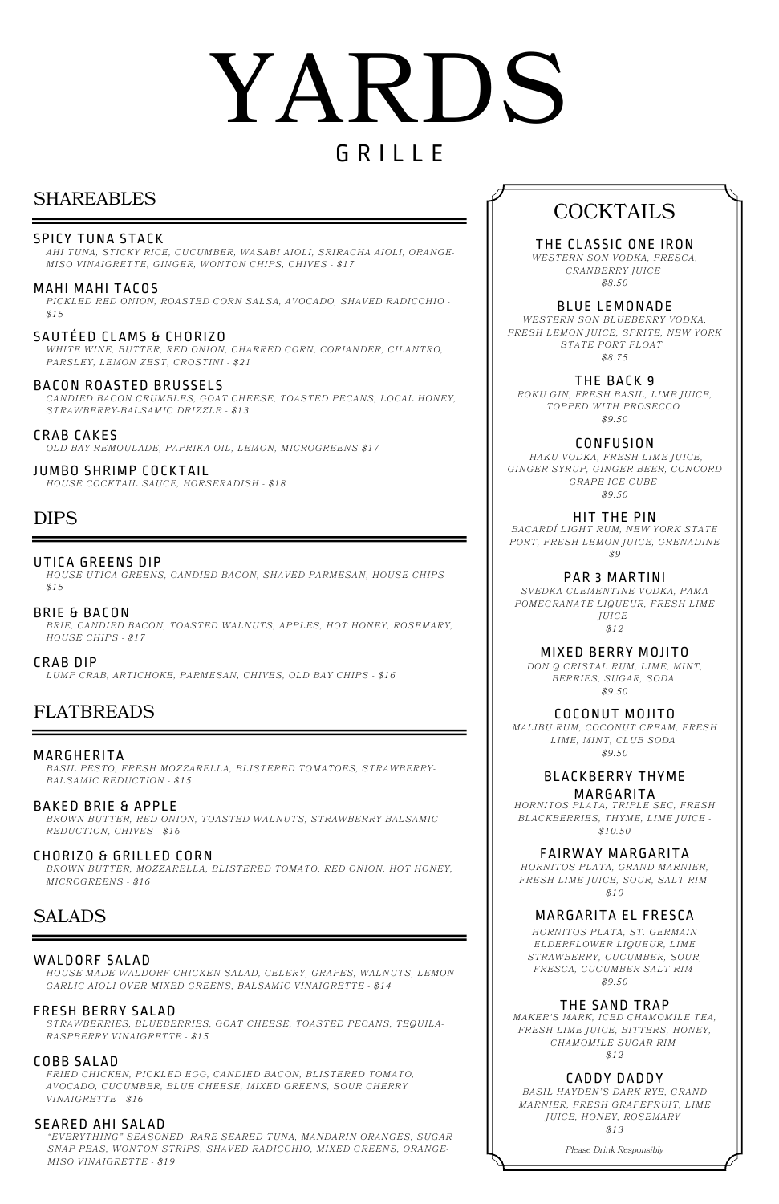# YARDS

GRILLE

## SHAREABLES

### SPICY TUNA STACK
*AHI TUNA, STICKY RICE, CUCUMBER, WASABI AIOLI, SRIRACHA AIOLI, ORANGE-MISO VINAIGRETTE, GINGER, WONTON CHIPS, CHIVES - $17*

### MAHI MAHI TACOS
*PICKLED RED ONION, ROASTED CORN SALSA, AVOCADO, SHAVED RADICCHIO - $15*

### SAUTÉED CLAMS & CHORIZO
*WHITE WINE, BUTTER, RED ONION, CHARRED CORN, CORIANDER, CILANTRO, PARSLEY, LEMON ZEST, CROSTINI - $21*

### BACON ROASTED BRUSSELS
*CANDIED BACON CRUMBLES, GOAT CHEESE, TOASTED PECANS, LOCAL HONEY, STRAWBERRY-BALSAMIC DRIZZLE - $13*

### CRAB CAKES
*OLD BAY REMOULADE, PAPRIKA OIL, LEMON, MICROGREENS $17*

### JUMBO SHRIMP COCKTAIL
*HOUSE COCKTAIL SAUCE, HORSERADISH - $18*

## DIPS

### UTICA GREENS DIP
*HOUSE UTICA GREENS, CANDIED BACON, SHAVED PARMESAN, HOUSE CHIPS - $15*

### BRIE & BACON
*BRIE, CANDIED BACON, TOASTED WALNUTS, APPLES, HOT HONEY, ROSEMARY, HOUSE CHIPS - $17*

### CRAB DIP
*LUMP CRAB, ARTICHOKE, PARMESAN, CHIVES, OLD BAY CHIPS - $16*

## FLATBREADS

### MARGHERITA
*BASIL PESTO, FRESH MOZZARELLA, BLISTERED TOMATOES, STRAWBERRY-BALSAMIC REDUCTION - $15*

### BAKED BRIE & APPLE
*BROWN BUTTER, RED ONION, TOASTED WALNUTS, STRAWBERRY-BALSAMIC REDUCTION, CHIVES - $16*

### CHORIZO & GRILLED CORN
*BROWN BUTTER, MOZZARELLA, BLISTERED TOMATO, RED ONION, HOT HONEY, MICROGREENS - $16*

## SALADS

### WALDORF SALAD
*HOUSE-MADE WALDORF CHICKEN SALAD, CELERY, GRAPES, WALNUTS, LEMON-GARLIC AIOLI OVER MIXED GREENS, BALSAMIC VINAIGRETTE - $14*

### FRESH BERRY SALAD
*STRAWBERRIES, BLUEBERRIES, GOAT CHEESE, TOASTED PECANS, TEQUILA-RASPBERRY VINAIGRETTE - $15*

### COBB SALAD
*FRIED CHICKEN, PICKLED EGG, CANDIED BACON, BLISTERED TOMATO, AVOCADO, CUCUMBER, BLUE CHEESE, MIXED GREENS, SOUR CHERRY VINAIGRETTE - $16*

### SEARED AHI SALAD
*"EVERYTHING" SEASONED RARE SEARED TUNA, MANDARIN ORANGES, SUGAR SNAP PEAS, WONTON STRIPS, SHAVED RADICCHIO, MIXED GREENS, ORANGE-MISO VINAIGRETTE - $19*

## COCKTAILS

### THE CLASSIC ONE IRON
*WESTERN SON VODKA, FRESCA, CRANBERRY JUICE*
*$8.50*

### BLUE LEMONADE
*WESTERN SON BLUEBERRY VODKA, FRESH LEMON JUICE, SPRITE, NEW YORK STATE PORT FLOAT*
*$8.75*

### THE BACK 9
*ROKU GIN, FRESH BASIL, LIME JUICE, TOPPED WITH PROSECCO*
*$9.50*

### CONFUSION
*HAKU VODKA, FRESH LIME JUICE, GINGER SYRUP, GINGER BEER, CONCORD GRAPE ICE CUBE*
*$9.50*

### HIT THE PIN
*BACARDÍ LIGHT RUM, NEW YORK STATE PORT, FRESH LEMON JUICE, GRENADINE*
*$9*

### PAR 3 MARTINI
*SVEDKA CLEMENTINE VODKA, PAMA POMEGRANATE LIQUEUR, FRESH LIME JUICE*
*$12*

### MIXED BERRY MOJITO
*DON Q CRISTAL RUM, LIME, MINT, BERRIES, SUGAR, SODA*
*$9.50*

### COCONUT MOJITO
*MALIBU RUM, COCONUT CREAM, FRESH LIME, MINT, CLUB SODA*
*$9.50*

### BLACKBERRY THYME MARGARITA
*HORNITOS PLATA, TRIPLE SEC, FRESH BLACKBERRIES, THYME, LIME JUICE - $10.50*

### FAIRWAY MARGARITA
*HORNITOS PLATA, GRAND MARNIER, FRESH LIME JUICE, SOUR, SALT RIM*
*$10*

### MARGARITA EL FRESCA
*HORNITOS PLATA, ST. GERMAIN ELDERFLOWER LIQUEUR, LIME STRAWBERRY, CUCUMBER, SOUR, FRESCA, CUCUMBER SALT RIM*
*$9.50*

### THE SAND TRAP
*MAKER'S MARK, ICED CHAMOMILE TEA, FRESH LIME JUICE, BITTERS, HONEY, CHAMOMILE SUGAR RIM*
*$12*

### CADDY DADDY
*BASIL HAYDEN'S DARK RYE, GRAND MARNIER, FRESH GRAPEFRUIT, LIME JUICE, HONEY, ROSEMARY*
*$13*

*Please Drink Responsibly*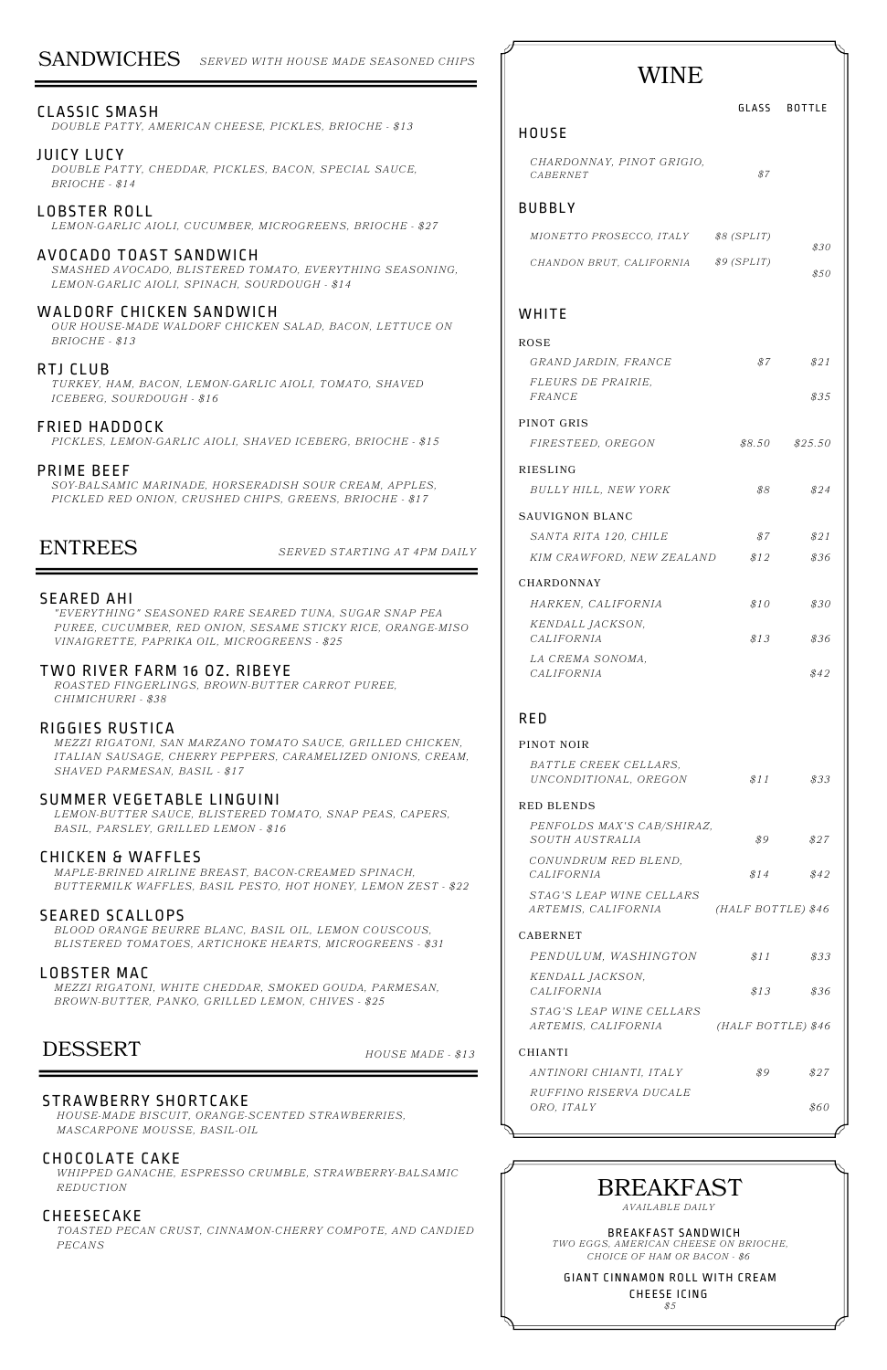## SANDWICHES

*SERVED WITH HOUSE MADE SEASONED CHIPS*

### CLASSIC SMASH
*DOUBLE PATTY, AMERICAN CHEESE, PICKLES, BRIOCHE - $13*

### JUICY LUCY
*DOUBLE PATTY, CHEDDAR, PICKLES, BACON, SPECIAL SAUCE, BRIOCHE - $14*

### LOBSTER ROLL
*LEMON-GARLIC AIOLI, CUCUMBER, MICROGREENS, BRIOCHE - $27*

### AVOCADO TOAST SANDWICH
*SMASHED AVOCADO, BLISTERED TOMATO, EVERYTHING SEASONING, LEMON-GARLIC AIOLI, SPINACH, SOURDOUGH - $14*

### WALDORF CHICKEN SANDWICH
*OUR HOUSE-MADE WALDORF CHICKEN SALAD, BACON, LETTUCE ON BRIOCHE - $13*

### RTJ CLUB
*TURKEY, HAM, BACON, LEMON-GARLIC AIOLI, TOMATO, SHAVED ICEBERG, SOURDOUGH - $16*

### FRIED HADDOCK
*PICKLES, LEMON-GARLIC AIOLI, SHAVED ICEBERG, BRIOCHE - $15*

### PRIME BEEF
*SOY-BALSAMIC MARINADE, HORSERADISH SOUR CREAM, APPLES, PICKLED RED ONION, CRUSHED CHIPS, GREENS, BRIOCHE - $17*

## ENTREES

*SERVED STARTING AT 4PM DAILY*

### SEARED AHI
*"EVERYTHING" SEASONED RARE SEARED TUNA, SUGAR SNAP PEA PUREE, CUCUMBER, RED ONION, SESAME STICKY RICE, ORANGE-MISO VINAIGRETTE, PAPRIKA OIL, MICROGREENS - $25*

### TWO RIVER FARM 16 OZ. RIBEYE
*ROASTED FINGERLINGS, BROWN-BUTTER CARROT PUREE, CHIMICHURRI - $38*

### RIGGIES RUSTICA
*MEZZI RIGATONI, SAN MARZANO TOMATO SAUCE, GRILLED CHICKEN, ITALIAN SAUSAGE, CHERRY PEPPERS, CARAMELIZED ONIONS, CREAM, SHAVED PARMESAN, BASIL - $17*

### SUMMER VEGETABLE LINGUINI
*LEMON-BUTTER SAUCE, BLISTERED TOMATO, SNAP PEAS, CAPERS, BASIL, PARSLEY, GRILLED LEMON - $16*

### CHICKEN & WAFFLES
*MAPLE-BRINED AIRLINE BREAST, BACON-CREAMED SPINACH, BUTTERMILK WAFFLES, BASIL PESTO, HOT HONEY, LEMON ZEST - $22*

### SEARED SCALLOPS
*BLOOD ORANGE BEURRE BLANC, BASIL OIL, LEMON COUSCOUS, BLISTERED TOMATOES, ARTICHOKE HEARTS, MICROGREENS - $31*

### LOBSTER MAC
*MEZZI RIGATONI, WHITE CHEDDAR, SMOKED GOUDA, PARMESAN, BROWN-BUTTER, PANKO, GRILLED LEMON, CHIVES - $25*

## DESSERT

*HOUSE MADE - $13*

### STRAWBERRY SHORTCAKE
*HOUSE-MADE BISCUIT, ORANGE-SCENTED STRAWBERRIES, MASCARPONE MOUSSE, BASIL-OIL*

### CHOCOLATE CAKE
*WHIPPED GANACHE, ESPRESSO CRUMBLE, STRAWBERRY-BALSAMIC REDUCTION*

### CHEESECAKE
*TOASTED PECAN CRUST, CINNAMON-CHERRY COMPOTE, AND CANDIED PECANS*

## WINE

| | GLASS | BOTTLE |
|---|---|---|
| **HOUSE** | | |
| *CHARDONNAY, PINOT GRIGIO, CABERNET* | $7 | |
| **BUBBLY** | | |
| *MIONETTO PROSECCO, ITALY* | $8 (SPLIT) | $30 |
| *CHANDON BRUT, CALIFORNIA* | $9 (SPLIT) | $50 |
| **WHITE** | | |
| ROSE | | |
| *GRAND JARDIN, FRANCE* | $7 | $21 |
| *FLEURS DE PRAIRIE, FRANCE* | | $35 |
| PINOT GRIS | | |
| *FIRESTEED, OREGON* | $8.50 | $25.50 |
| RIESLING | | |
| *BULLY HILL, NEW YORK* | $8 | $24 |
| SAUVIGNON BLANC | | |
| *SANTA RITA 120, CHILE* | $7 | $21 |
| *KIM CRAWFORD, NEW ZEALAND* | $12 | $36 |
| CHARDONNAY | | |
| *HARKEN, CALIFORNIA* | $10 | $30 |
| *KENDALL JACKSON, CALIFORNIA* | $13 | $36 |
| *LA CREMA SONOMA, CALIFORNIA* | | $42 |
| **RED** | | |
| PINOT NOIR | | |
| *BATTLE CREEK CELLARS, UNCONDITIONAL, OREGON* | $11 | $33 |
| RED BLENDS | | |
| *PENFOLDS MAX'S CAB/SHIRAZ, SOUTH AUSTRALIA* | $9 | $27 |
| *CONUNDRUM RED BLEND, CALIFORNIA* | $14 | $42 |
| *STAG'S LEAP WINE CELLARS ARTEMIS, CALIFORNIA* | (HALF BOTTLE) $46 | |
| CABERNET | | |
| *PENDULUM, WASHINGTON* | $11 | $33 |
| *KENDALL JACKSON, CALIFORNIA* | $13 | $36 |
| *STAG'S LEAP WINE CELLARS ARTEMIS, CALIFORNIA* | (HALF BOTTLE) $46 | |
| CHIANTI | | |
| *ANTINORI CHIANTI, ITALY* | $9 | $27 |
| *RUFFINO RISERVA DUCALE ORO, ITALY* | | $60 |

## BREAKFAST

*AVAILABLE DAILY*

### BREAKFAST SANDWICH
*TWO EGGS, AMERICAN CHEESE ON BRIOCHE, CHOICE OF HAM OR BACON - $6*

### GIANT CINNAMON ROLL WITH CREAM CHEESE ICING
*$5*